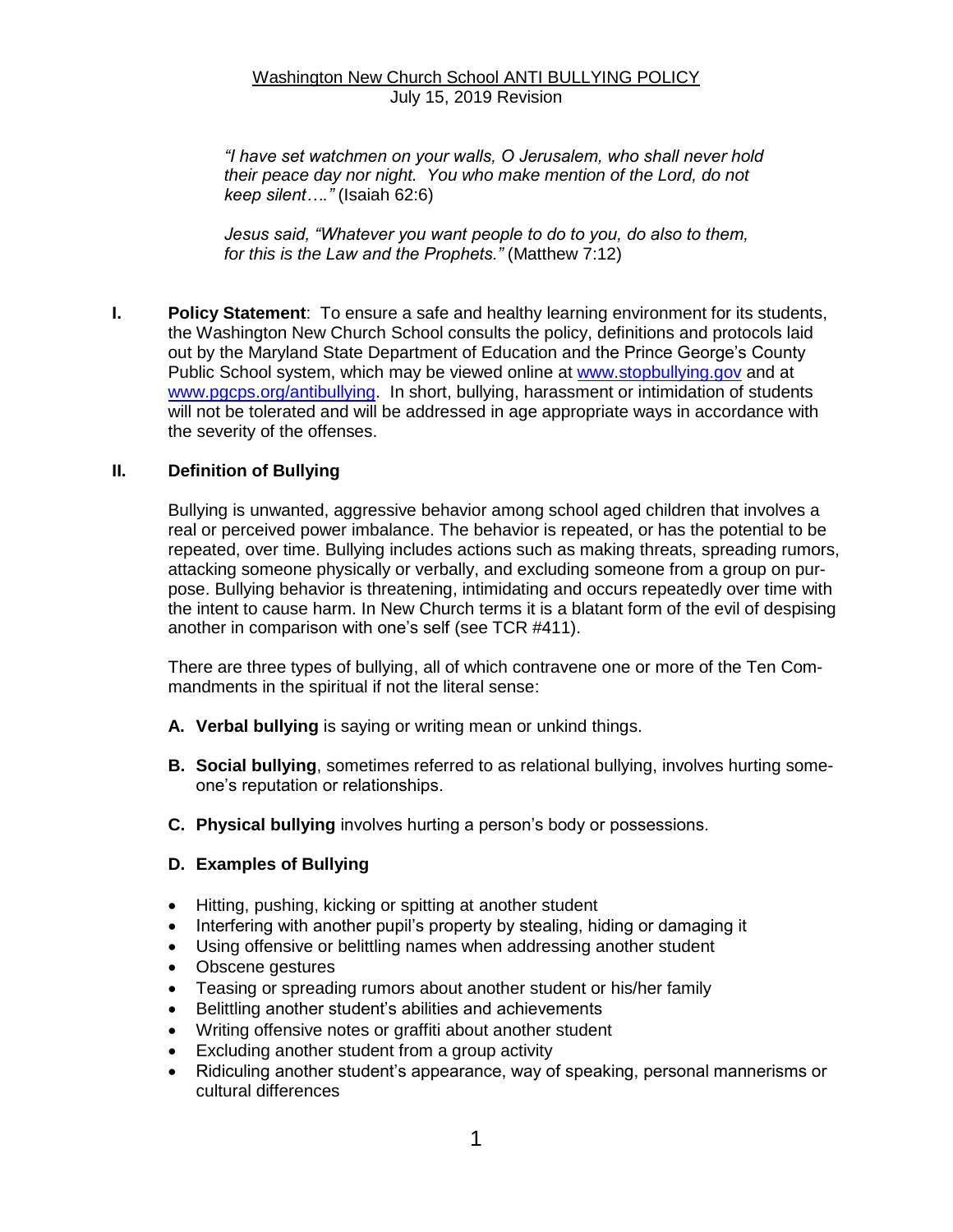# Washington New Church School ANTI BULLYING POLICY

July 15, 2019 Revision

*"I have set watchmen on your walls, O Jerusalem, who shall never hold their peace day nor night. You who make mention of the Lord, do not keep silent…."* (Isaiah 62:6)

*Jesus said, "Whatever you want people to do to you, do also to them, for this is the Law and the Prophets."* (Matthew 7:12)

## I. Policy Statement

**Policy Statement**: To ensure a safe and healthy learning environment for its students, the Washington New Church School consults the policy, definitions and protocols laid out by the Maryland State Department of Education and the Prince George's County Public School system, which may be viewed online at www.stopbullying.gov and at www.pgcps.org/antibullying. In short, bullying, harassment or intimidation of students will not be tolerated and will be addressed in age appropriate ways in accordance with the severity of the offenses.

## II. Definition of Bullying

Bullying is unwanted, aggressive behavior among school aged children that involves a real or perceived power imbalance. The behavior is repeated, or has the potential to be repeated, over time. Bullying includes actions such as making threats, spreading rumors, attacking someone physically or verbally, and excluding someone from a group on purpose. Bullying behavior is threatening, intimidating and occurs repeatedly over time with the intent to cause harm. In New Church terms it is a blatant form of the evil of despising another in comparison with one's self (see TCR #411).

There are three types of bullying, all of which contravene one or more of the Ten Commandments in the spiritual if not the literal sense:

**A. Verbal bullying** is saying or writing mean or unkind things.

**B. Social bullying**, sometimes referred to as relational bullying, involves hurting someone's reputation or relationships.

**C. Physical bullying** involves hurting a person's body or possessions.

**D. Examples of Bullying**

- Hitting, pushing, kicking or spitting at another student
- Interfering with another pupil's property by stealing, hiding or damaging it
- Using offensive or belittling names when addressing another student
- Obscene gestures
- Teasing or spreading rumors about another student or his/her family
- Belittling another student's abilities and achievements
- Writing offensive notes or graffiti about another student
- Excluding another student from a group activity
- Ridiculing another student's appearance, way of speaking, personal mannerisms or cultural differences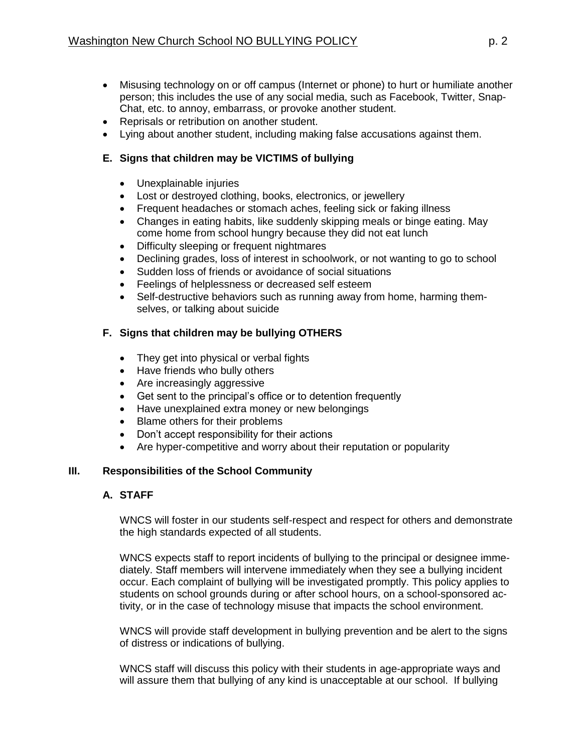- Misusing technology on or off campus (Internet or phone) to hurt or humiliate another person; this includes the use of any social media, such as Facebook, Twitter, Snap-Chat, etc. to annoy, embarrass, or provoke another student.
- Reprisals or retribution on another student.
- Lying about another student, including making false accusations against them.

### E. Signs that children may be VICTIMS of bullying

- Unexplainable injuries
- Lost or destroyed clothing, books, electronics, or jewellery
- Frequent headaches or stomach aches, feeling sick or faking illness
- Changes in eating habits, like suddenly skipping meals or binge eating. May come home from school hungry because they did not eat lunch
- Difficulty sleeping or frequent nightmares
- Declining grades, loss of interest in schoolwork, or not wanting to go to school
- Sudden loss of friends or avoidance of social situations
- Feelings of helplessness or decreased self esteem
- Self-destructive behaviors such as running away from home, harming themselves, or talking about suicide

### F. Signs that children may be bullying OTHERS

- They get into physical or verbal fights
- Have friends who bully others
- Are increasingly aggressive
- Get sent to the principal's office or to detention frequently
- Have unexplained extra money or new belongings
- Blame others for their problems
- Don't accept responsibility for their actions
- Are hyper-competitive and worry about their reputation or popularity

## III. Responsibilities of the School Community

### A. STAFF

WNCS will foster in our students self-respect and respect for others and demonstrate the high standards expected of all students.

WNCS expects staff to report incidents of bullying to the principal or designee immediately. Staff members will intervene immediately when they see a bullying incident occur. Each complaint of bullying will be investigated promptly. This policy applies to students on school grounds during or after school hours, on a school-sponsored activity, or in the case of technology misuse that impacts the school environment.

WNCS will provide staff development in bullying prevention and be alert to the signs of distress or indications of bullying.

WNCS staff will discuss this policy with their students in age-appropriate ways and will assure them that bullying of any kind is unacceptable at our school. If bullying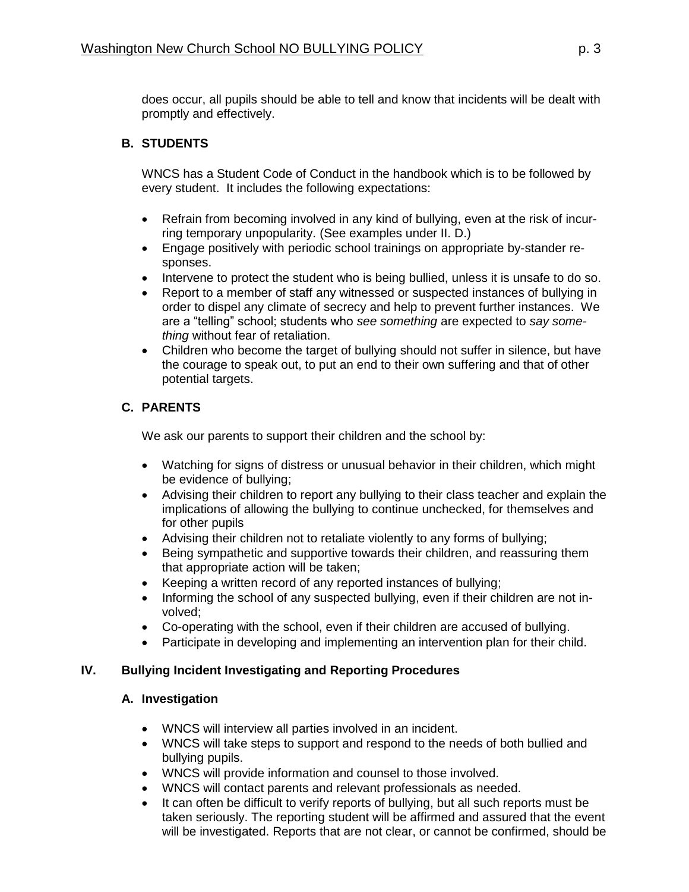does occur, all pupils should be able to tell and know that incidents will be dealt with promptly and effectively.

### B. STUDENTS

WNCS has a Student Code of Conduct in the handbook which is to be followed by every student. It includes the following expectations:

- Refrain from becoming involved in any kind of bullying, even at the risk of incurring temporary unpopularity. (See examples under II. D.)
- Engage positively with periodic school trainings on appropriate by-stander responses.
- Intervene to protect the student who is being bullied, unless it is unsafe to do so.
- Report to a member of staff any witnessed or suspected instances of bullying in order to dispel any climate of secrecy and help to prevent further instances. We are a "telling" school; students who *see something* are expected to *say something* without fear of retaliation.
- Children who become the target of bullying should not suffer in silence, but have the courage to speak out, to put an end to their own suffering and that of other potential targets.

### C. PARENTS

We ask our parents to support their children and the school by:

- Watching for signs of distress or unusual behavior in their children, which might be evidence of bullying;
- Advising their children to report any bullying to their class teacher and explain the implications of allowing the bullying to continue unchecked, for themselves and for other pupils
- Advising their children not to retaliate violently to any forms of bullying;
- Being sympathetic and supportive towards their children, and reassuring them that appropriate action will be taken;
- Keeping a written record of any reported instances of bullying;
- Informing the school of any suspected bullying, even if their children are not involved;
- Co-operating with the school, even if their children are accused of bullying.
- Participate in developing and implementing an intervention plan for their child.

## IV. Bullying Incident Investigating and Reporting Procedures

### A. Investigation

- WNCS will interview all parties involved in an incident.
- WNCS will take steps to support and respond to the needs of both bullied and bullying pupils.
- WNCS will provide information and counsel to those involved.
- WNCS will contact parents and relevant professionals as needed.
- It can often be difficult to verify reports of bullying, but all such reports must be taken seriously. The reporting student will be affirmed and assured that the event will be investigated. Reports that are not clear, or cannot be confirmed, should be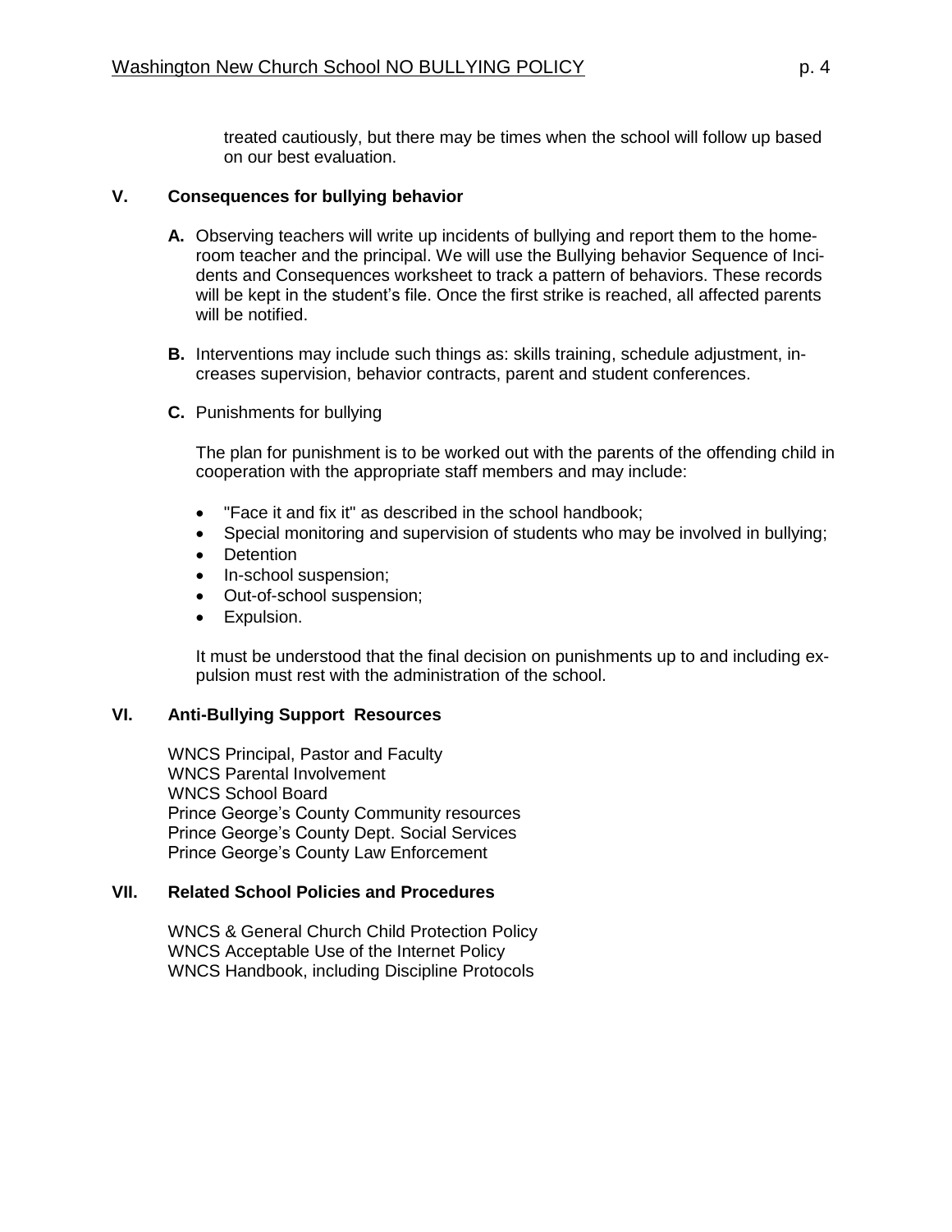treated cautiously, but there may be times when the school will follow up based on our best evaluation.

## V. Consequences for bullying behavior

**A.** Observing teachers will write up incidents of bullying and report them to the home-room teacher and the principal. We will use the Bullying behavior Sequence of Incidents and Consequences worksheet to track a pattern of behaviors. These records will be kept in the student's file. Once the first strike is reached, all affected parents will be notified.

**B.** Interventions may include such things as: skills training, schedule adjustment, increases supervision, behavior contracts, parent and student conferences.

**C.** Punishments for bullying

The plan for punishment is to be worked out with the parents of the offending child in cooperation with the appropriate staff members and may include:

- "Face it and fix it" as described in the school handbook;
- Special monitoring and supervision of students who may be involved in bullying;
- Detention
- In-school suspension;
- Out-of-school suspension;
- Expulsion.

It must be understood that the final decision on punishments up to and including expulsion must rest with the administration of the school.

## VI. Anti-Bullying Support Resources

WNCS Principal, Pastor and Faculty
WNCS Parental Involvement
WNCS School Board
Prince George's County Community resources
Prince George's County Dept. Social Services
Prince George's County Law Enforcement

## VII. Related School Policies and Procedures

WNCS & General Church Child Protection Policy
WNCS Acceptable Use of the Internet Policy
WNCS Handbook, including Discipline Protocols